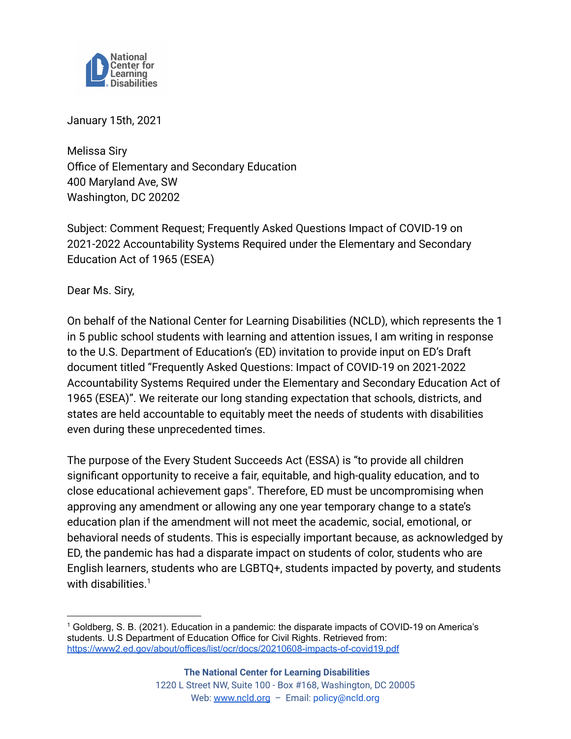January 15th, 2021

Melissa Siry
Office of Elementary and Secondary Education
400 Maryland Ave, SW
Washington, DC 20202

Subject: Comment Request; Frequently Asked Questions Impact of COVID-19 on 2021-2022 Accountability Systems Required under the Elementary and Secondary Education Act of 1965 (ESEA)

Dear Ms. Siry,

On behalf of the National Center for Learning Disabilities (NCLD), which represents the 1 in 5 public school students with learning and attention issues, I am writing in response to the U.S. Department of Education's (ED) invitation to provide input on ED's Draft document titled "Frequently Asked Questions: Impact of COVID-19 on 2021-2022 Accountability Systems Required under the Elementary and Secondary Education Act of 1965 (ESEA)". We reiterate our long standing expectation that schools, districts, and states are held accountable to equitably meet the needs of students with disabilities even during these unprecedented times.

The purpose of the Every Student Succeeds Act (ESSA) is "to provide all children significant opportunity to receive a fair, equitable, and high-quality education, and to close educational achievement gaps". Therefore, ED must be uncompromising when approving any amendment or allowing any one year temporary change to a state's education plan if the amendment will not meet the academic, social, emotional, or behavioral needs of students. This is especially important because, as acknowledged by ED, the pandemic has had a disparate impact on students of color, students who are English learners, students who are LGBTQ+, students impacted by poverty, and students with disabilities.[1]

---

[1] Goldberg, S. B. (2021). Education in a pandemic: the disparate impacts of COVID-19 on America's students. U.S Department of Education Office for Civil Rights. Retrieved from: https://www2.ed.gov/about/offices/list/ocr/docs/20210608-impacts-of-covid19.pdf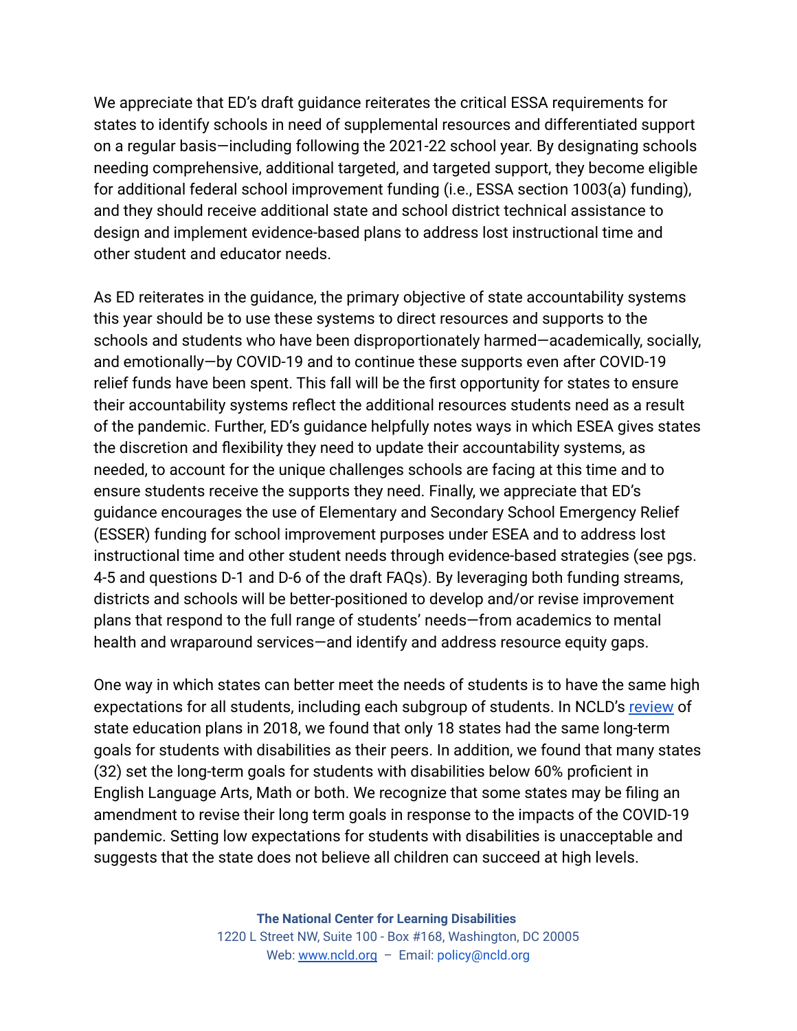We appreciate that ED's draft guidance reiterates the critical ESSA requirements for states to identify schools in need of supplemental resources and differentiated support on a regular basis—including following the 2021-22 school year. By designating schools needing comprehensive, additional targeted, and targeted support, they become eligible for additional federal school improvement funding (i.e., ESSA section 1003(a) funding), and they should receive additional state and school district technical assistance to design and implement evidence-based plans to address lost instructional time and other student and educator needs.

As ED reiterates in the guidance, the primary objective of state accountability systems this year should be to use these systems to direct resources and supports to the schools and students who have been disproportionately harmed—academically, socially, and emotionally—by COVID-19 and to continue these supports even after COVID-19 relief funds have been spent. This fall will be the first opportunity for states to ensure their accountability systems reflect the additional resources students need as a result of the pandemic. Further, ED's guidance helpfully notes ways in which ESEA gives states the discretion and flexibility they need to update their accountability systems, as needed, to account for the unique challenges schools are facing at this time and to ensure students receive the supports they need. Finally, we appreciate that ED's guidance encourages the use of Elementary and Secondary School Emergency Relief (ESSER) funding for school improvement purposes under ESEA and to address lost instructional time and other student needs through evidence-based strategies (see pgs. 4-5 and questions D-1 and D-6 of the draft FAQs). By leveraging both funding streams, districts and schools will be better-positioned to develop and/or revise improvement plans that respond to the full range of students' needs—from academics to mental health and wraparound services—and identify and address resource equity gaps.

One way in which states can better meet the needs of students is to have the same high expectations for all students, including each subgroup of students. In NCLD's review of state education plans in 2018, we found that only 18 states had the same long-term goals for students with disabilities as their peers. In addition, we found that many states (32) set the long-term goals for students with disabilities below 60% proficient in English Language Arts, Math or both. We recognize that some states may be filing an amendment to revise their long term goals in response to the impacts of the COVID-19 pandemic. Setting low expectations for students with disabilities is unacceptable and suggests that the state does not believe all children can succeed at high levels.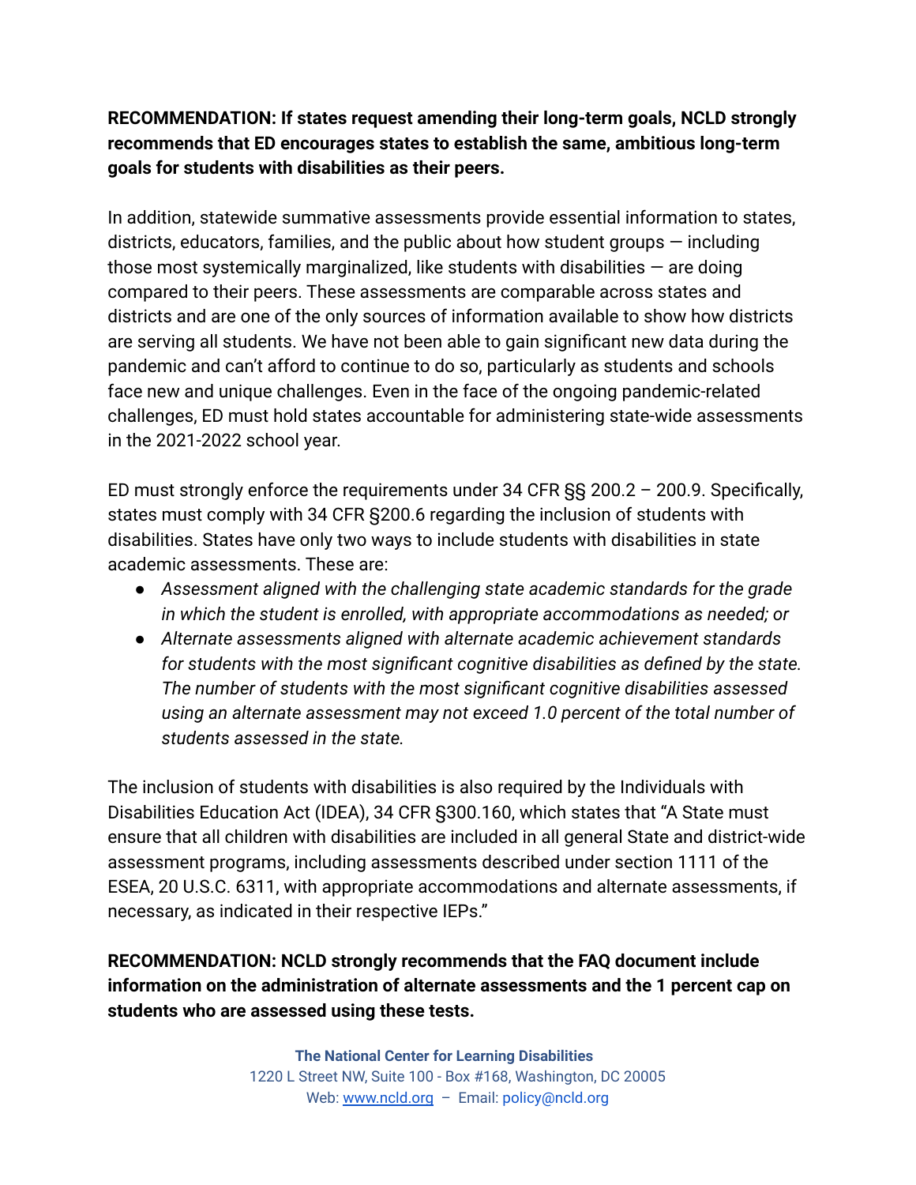**RECOMMENDATION: If states request amending their long-term goals, NCLD strongly recommends that ED encourages states to establish the same, ambitious long-term goals for students with disabilities as their peers.**

In addition, statewide summative assessments provide essential information to states, districts, educators, families, and the public about how student groups — including those most systemically marginalized, like students with disabilities — are doing compared to their peers. These assessments are comparable across states and districts and are one of the only sources of information available to show how districts are serving all students. We have not been able to gain significant new data during the pandemic and can't afford to continue to do so, particularly as students and schools face new and unique challenges. Even in the face of the ongoing pandemic-related challenges, ED must hold states accountable for administering state-wide assessments in the 2021-2022 school year.

ED must strongly enforce the requirements under 34 CFR §§ 200.2 – 200.9. Specifically, states must comply with 34 CFR §200.6 regarding the inclusion of students with disabilities. States have only two ways to include students with disabilities in state academic assessments. These are:

- *Assessment aligned with the challenging state academic standards for the grade in which the student is enrolled, with appropriate accommodations as needed; or*
- *Alternate assessments aligned with alternate academic achievement standards for students with the most significant cognitive disabilities as defined by the state. The number of students with the most significant cognitive disabilities assessed using an alternate assessment may not exceed 1.0 percent of the total number of students assessed in the state.*

The inclusion of students with disabilities is also required by the Individuals with Disabilities Education Act (IDEA), 34 CFR §300.160, which states that "A State must ensure that all children with disabilities are included in all general State and district-wide assessment programs, including assessments described under section 1111 of the ESEA, 20 U.S.C. 6311, with appropriate accommodations and alternate assessments, if necessary, as indicated in their respective IEPs."

**RECOMMENDATION: NCLD strongly recommends that the FAQ document include information on the administration of alternate assessments and the 1 percent cap on students who are assessed using these tests.**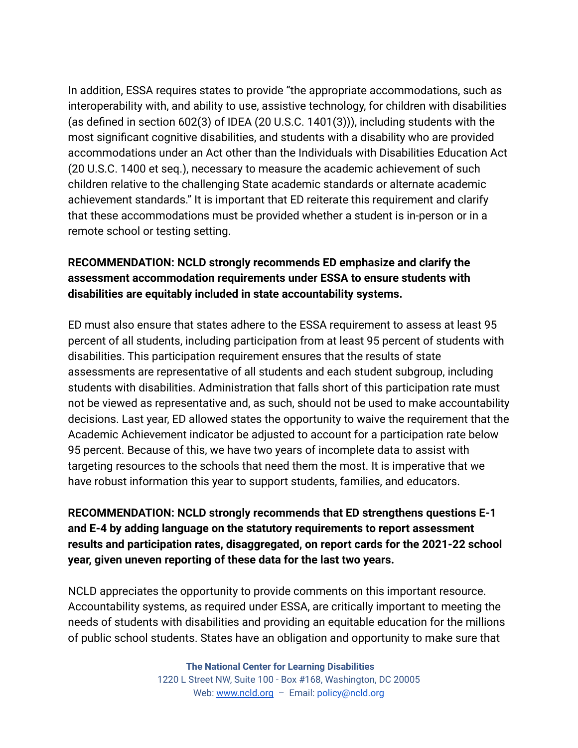In addition, ESSA requires states to provide "the appropriate accommodations, such as interoperability with, and ability to use, assistive technology, for children with disabilities (as defined in section 602(3) of IDEA (20 U.S.C. 1401(3))), including students with the most significant cognitive disabilities, and students with a disability who are provided accommodations under an Act other than the Individuals with Disabilities Education Act (20 U.S.C. 1400 et seq.), necessary to measure the academic achievement of such children relative to the challenging State academic standards or alternate academic achievement standards." It is important that ED reiterate this requirement and clarify that these accommodations must be provided whether a student is in-person or in a remote school or testing setting.

**RECOMMENDATION: NCLD strongly recommends ED emphasize and clarify the assessment accommodation requirements under ESSA to ensure students with disabilities are equitably included in state accountability systems.**

ED must also ensure that states adhere to the ESSA requirement to assess at least 95 percent of all students, including participation from at least 95 percent of students with disabilities. This participation requirement ensures that the results of state assessments are representative of all students and each student subgroup, including students with disabilities. Administration that falls short of this participation rate must not be viewed as representative and, as such, should not be used to make accountability decisions. Last year, ED allowed states the opportunity to waive the requirement that the Academic Achievement indicator be adjusted to account for a participation rate below 95 percent. Because of this, we have two years of incomplete data to assist with targeting resources to the schools that need them the most. It is imperative that we have robust information this year to support students, families, and educators.

**RECOMMENDATION: NCLD strongly recommends that ED strengthens questions E-1 and E-4 by adding language on the statutory requirements to report assessment results and participation rates, disaggregated, on report cards for the 2021-22 school year, given uneven reporting of these data for the last two years.**

NCLD appreciates the opportunity to provide comments on this important resource. Accountability systems, as required under ESSA, are critically important to meeting the needs of students with disabilities and providing an equitable education for the millions of public school students. States have an obligation and opportunity to make sure that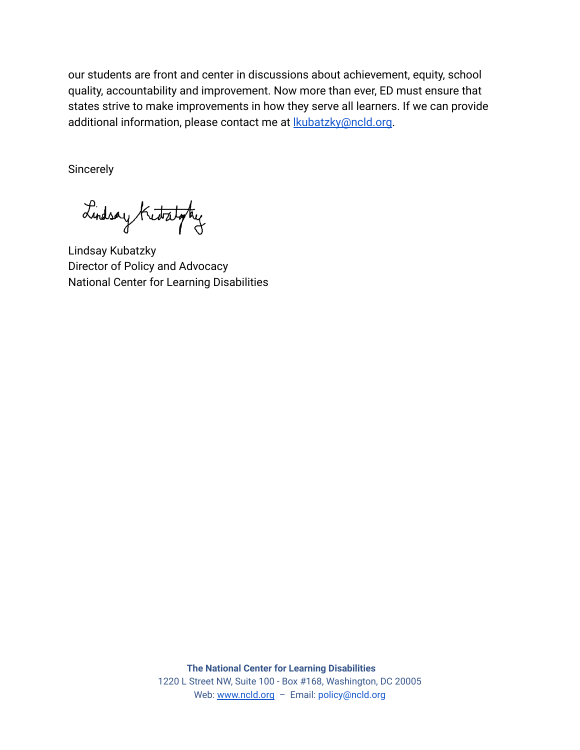our students are front and center in discussions about achievement, equity, school quality, accountability and improvement. Now more than ever, ED must ensure that states strive to make improvements in how they serve all learners. If we can provide additional information, please contact me at lkubatzky@ncld.org.

Sincerely

Lindsay Kubatzky
Director of Policy and Advocacy
National Center for Learning Disabilities

**The National Center for Learning Disabilities**
1220 L Street NW, Suite 100 - Box #168, Washington, DC 20005
Web: www.ncld.org – Email: policy@ncld.org